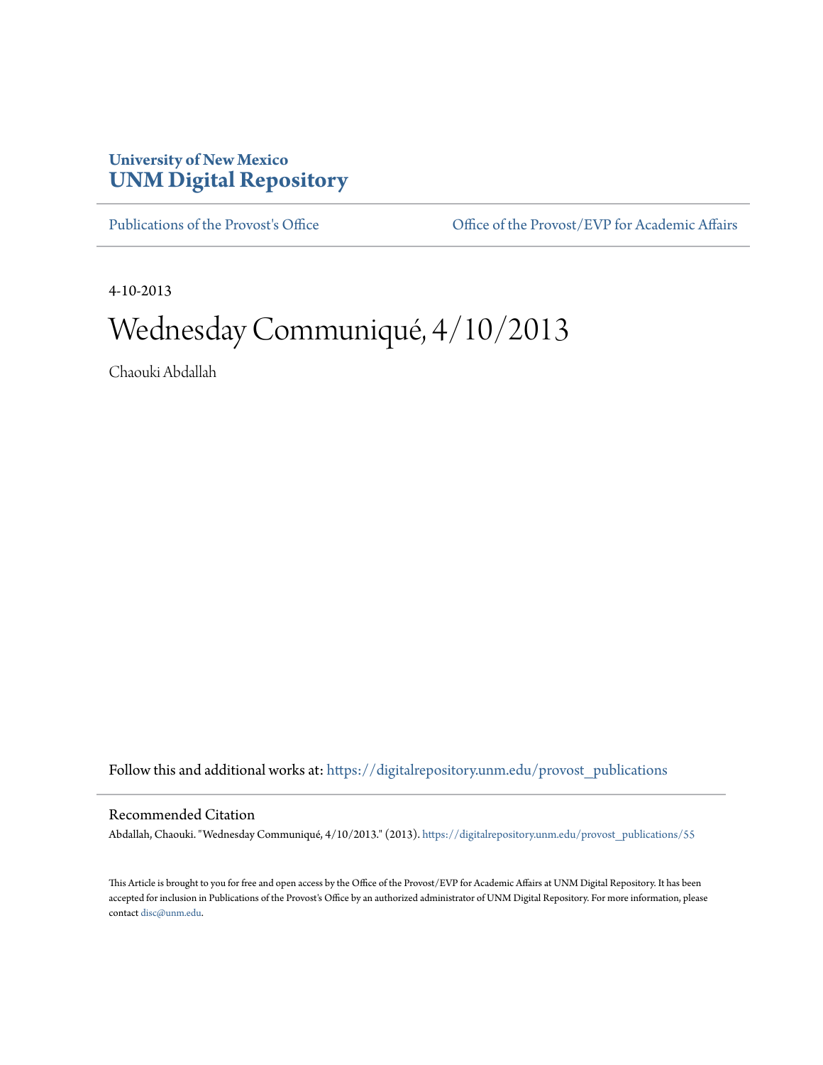University of New Mexico
**UNM Digital Repository**

Publications of the Provost's Office

Office of the Provost/EVP for Academic Affairs

4-10-2013

# Wednesday Communiqué, 4/10/2013

Chaouki Abdallah

Follow this and additional works at: https://digitalrepository.unm.edu/provost_publications

## Recommended Citation

Abdallah, Chaouki. "Wednesday Communiqué, 4/10/2013." (2013). https://digitalrepository.unm.edu/provost_publications/55

This Article is brought to you for free and open access by the Office of the Provost/EVP for Academic Affairs at UNM Digital Repository. It has been accepted for inclusion in Publications of the Provost's Office by an authorized administrator of UNM Digital Repository. For more information, please contact disc@unm.edu.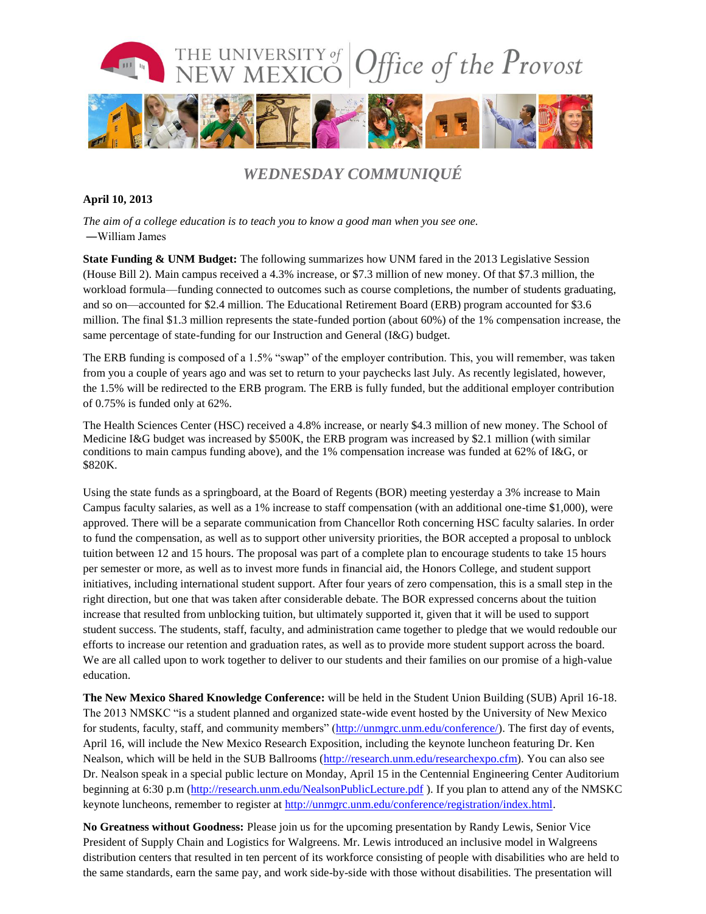# WEDNESDAY COMMUNIQUÉ

**April 10, 2013**

*The aim of a college education is to teach you to know a good man when you see one.*
—William James

**State Funding & UNM Budget:** The following summarizes how UNM fared in the 2013 Legislative Session (House Bill 2). Main campus received a 4.3% increase, or $7.3 million of new money. Of that $7.3 million, the workload formula—funding connected to outcomes such as course completions, the number of students graduating, and so on—accounted for $2.4 million. The Educational Retirement Board (ERB) program accounted for $3.6 million. The final $1.3 million represents the state-funded portion (about 60%) of the 1% compensation increase, the same percentage of state-funding for our Instruction and General (I&G) budget.

The ERB funding is composed of a 1.5% "swap" of the employer contribution. This, you will remember, was taken from you a couple of years ago and was set to return to your paychecks last July. As recently legislated, however, the 1.5% will be redirected to the ERB program. The ERB is fully funded, but the additional employer contribution of 0.75% is funded only at 62%.

The Health Sciences Center (HSC) received a 4.8% increase, or nearly $4.3 million of new money. The School of Medicine I&G budget was increased by $500K, the ERB program was increased by $2.1 million (with similar conditions to main campus funding above), and the 1% compensation increase was funded at 62% of I&G, or $820K.

Using the state funds as a springboard, at the Board of Regents (BOR) meeting yesterday a 3% increase to Main Campus faculty salaries, as well as a 1% increase to staff compensation (with an additional one-time $1,000), were approved. There will be a separate communication from Chancellor Roth concerning HSC faculty salaries. In order to fund the compensation, as well as to support other university priorities, the BOR accepted a proposal to unblock tuition between 12 and 15 hours. The proposal was part of a complete plan to encourage students to take 15 hours per semester or more, as well as to invest more funds in financial aid, the Honors College, and student support initiatives, including international student support. After four years of zero compensation, this is a small step in the right direction, but one that was taken after considerable debate. The BOR expressed concerns about the tuition increase that resulted from unblocking tuition, but ultimately supported it, given that it will be used to support student success. The students, staff, faculty, and administration came together to pledge that we would redouble our efforts to increase our retention and graduation rates, as well as to provide more student support across the board. We are all called upon to work together to deliver to our students and their families on our promise of a high-value education.

**The New Mexico Shared Knowledge Conference:** will be held in the Student Union Building (SUB) April 16-18. The 2013 NMSKC "is a student planned and organized state-wide event hosted by the University of New Mexico for students, faculty, staff, and community members" (http://unmgrc.unm.edu/conference/). The first day of events, April 16, will include the New Mexico Research Exposition, including the keynote luncheon featuring Dr. Ken Nealson, which will be held in the SUB Ballrooms (http://research.unm.edu/researchexpo.cfm). You can also see Dr. Nealson speak in a special public lecture on Monday, April 15 in the Centennial Engineering Center Auditorium beginning at 6:30 p.m (http://research.unm.edu/NealsonPublicLecture.pdf ). If you plan to attend any of the NMSKC keynote luncheons, remember to register at http://unmgrc.unm.edu/conference/registration/index.html.

**No Greatness without Goodness:** Please join us for the upcoming presentation by Randy Lewis, Senior Vice President of Supply Chain and Logistics for Walgreens. Mr. Lewis introduced an inclusive model in Walgreens distribution centers that resulted in ten percent of its workforce consisting of people with disabilities who are held to the same standards, earn the same pay, and work side-by-side with those without disabilities. The presentation will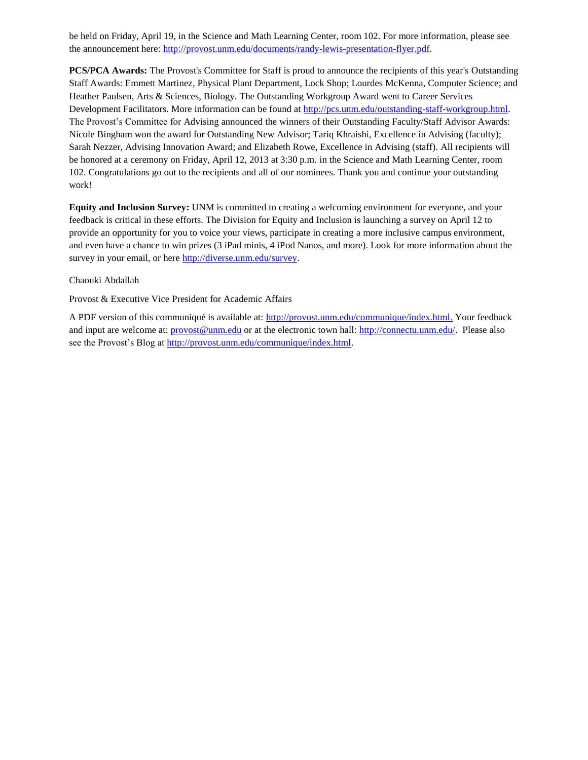be held on Friday, April 19, in the Science and Math Learning Center, room 102. For more information, please see the announcement here: http://provost.unm.edu/documents/randy-lewis-presentation-flyer.pdf.

**PCS/PCA Awards:** The Provost's Committee for Staff is proud to announce the recipients of this year's Outstanding Staff Awards: Emmett Martinez, Physical Plant Department, Lock Shop; Lourdes McKenna, Computer Science; and Heather Paulsen, Arts & Sciences, Biology. The Outstanding Workgroup Award went to Career Services Development Facilitators. More information can be found at http://pcs.unm.edu/outstanding-staff-workgroup.html. The Provost's Committee for Advising announced the winners of their Outstanding Faculty/Staff Advisor Awards: Nicole Bingham won the award for Outstanding New Advisor; Tariq Khraishi, Excellence in Advising (faculty); Sarah Nezzer, Advising Innovation Award; and Elizabeth Rowe, Excellence in Advising (staff). All recipients will be honored at a ceremony on Friday, April 12, 2013 at 3:30 p.m. in the Science and Math Learning Center, room 102. Congratulations go out to the recipients and all of our nominees. Thank you and continue your outstanding work!

**Equity and Inclusion Survey:** UNM is committed to creating a welcoming environment for everyone, and your feedback is critical in these efforts. The Division for Equity and Inclusion is launching a survey on April 12 to provide an opportunity for you to voice your views, participate in creating a more inclusive campus environment, and even have a chance to win prizes (3 iPad minis, 4 iPod Nanos, and more). Look for more information about the survey in your email, or here http://diverse.unm.edu/survey.

Chaouki Abdallah

Provost & Executive Vice President for Academic Affairs

A PDF version of this communiqué is available at: http://provost.unm.edu/communique/index.html. Your feedback and input are welcome at: provost@unm.edu or at the electronic town hall: http://connectu.unm.edu/. Please also see the Provost's Blog at http://provost.unm.edu/communique/index.html.